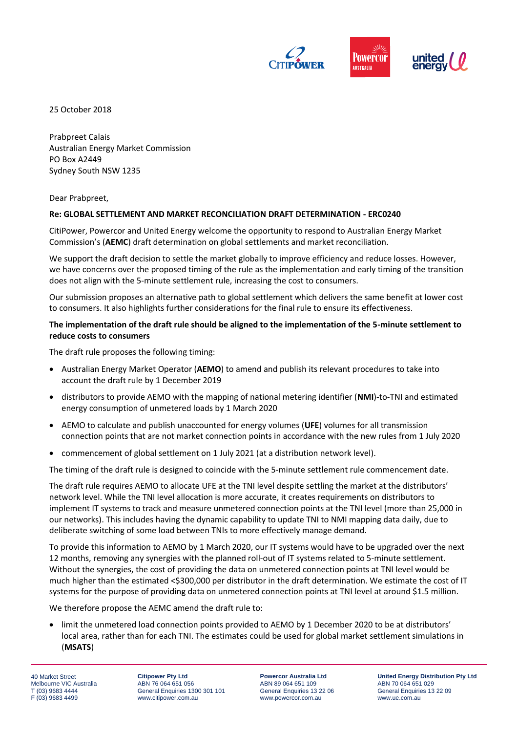25 October 2018

Prabpreet Calais
Australian Energy Market Commission
PO Box A2449
Sydney South NSW 1235

Dear Prabpreet,

**Re: GLOBAL SETTLEMENT AND MARKET RECONCILIATION DRAFT DETERMINATION - ERC0240**

CitiPower, Powercor and United Energy welcome the opportunity to respond to Australian Energy Market Commission's (**AEMC**) draft determination on global settlements and market reconciliation.

We support the draft decision to settle the market globally to improve efficiency and reduce losses. However, we have concerns over the proposed timing of the rule as the implementation and early timing of the transition does not align with the 5-minute settlement rule, increasing the cost to consumers.

Our submission proposes an alternative path to global settlement which delivers the same benefit at lower cost to consumers. It also highlights further considerations for the final rule to ensure its effectiveness.

**The implementation of the draft rule should be aligned to the implementation of the 5-minute settlement to reduce costs to consumers**

The draft rule proposes the following timing:

- Australian Energy Market Operator (**AEMO**) to amend and publish its relevant procedures to take into account the draft rule by 1 December 2019
- distributors to provide AEMO with the mapping of national metering identifier (**NMI**)-to-TNI and estimated energy consumption of unmetered loads by 1 March 2020
- AEMO to calculate and publish unaccounted for energy volumes (**UFE**) volumes for all transmission connection points that are not market connection points in accordance with the new rules from 1 July 2020
- commencement of global settlement on 1 July 2021 (at a distribution network level).

The timing of the draft rule is designed to coincide with the 5-minute settlement rule commencement date.

The draft rule requires AEMO to allocate UFE at the TNI level despite settling the market at the distributors' network level. While the TNI level allocation is more accurate, it creates requirements on distributors to implement IT systems to track and measure unmetered connection points at the TNI level (more than 25,000 in our networks). This includes having the dynamic capability to update TNI to NMI mapping data daily, due to deliberate switching of some load between TNIs to more effectively manage demand.

To provide this information to AEMO by 1 March 2020, our IT systems would have to be upgraded over the next 12 months, removing any synergies with the planned roll-out of IT systems related to 5-minute settlement. Without the synergies, the cost of providing the data on unmetered connection points at TNI level would be much higher than the estimated <$300,000 per distributor in the draft determination. We estimate the cost of IT systems for the purpose of providing data on unmetered connection points at TNI level at around $1.5 million.

We therefore propose the AEMC amend the draft rule to:

- limit the unmetered load connection points provided to AEMO by 1 December 2020 to be at distributors' local area, rather than for each TNI. The estimates could be used for global market settlement simulations in (**MSATS**)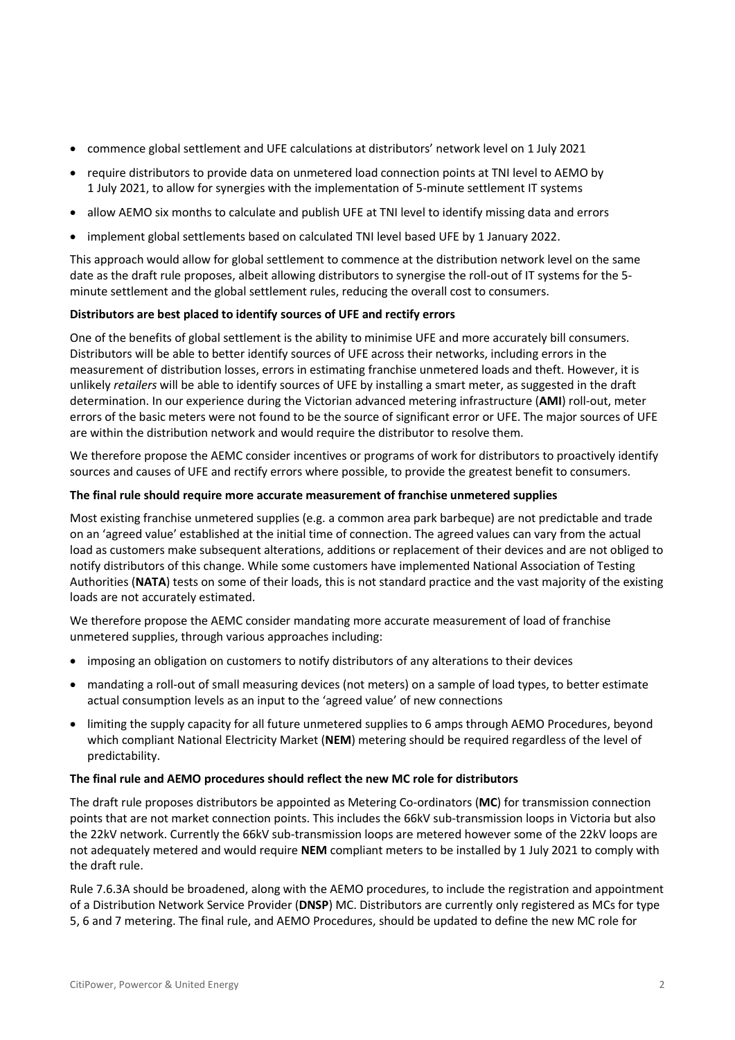- commence global settlement and UFE calculations at distributors' network level on 1 July 2021
- require distributors to provide data on unmetered load connection points at TNI level to AEMO by 1 July 2021, to allow for synergies with the implementation of 5-minute settlement IT systems
- allow AEMO six months to calculate and publish UFE at TNI level to identify missing data and errors
- implement global settlements based on calculated TNI level based UFE by 1 January 2022.

This approach would allow for global settlement to commence at the distribution network level on the same date as the draft rule proposes, albeit allowing distributors to synergise the roll-out of IT systems for the 5-minute settlement and the global settlement rules, reducing the overall cost to consumers.

**Distributors are best placed to identify sources of UFE and rectify errors**

One of the benefits of global settlement is the ability to minimise UFE and more accurately bill consumers. Distributors will be able to better identify sources of UFE across their networks, including errors in the measurement of distribution losses, errors in estimating franchise unmetered loads and theft. However, it is unlikely *retailers* will be able to identify sources of UFE by installing a smart meter, as suggested in the draft determination. In our experience during the Victorian advanced metering infrastructure (**AMI**) roll-out, meter errors of the basic meters were not found to be the source of significant error or UFE. The major sources of UFE are within the distribution network and would require the distributor to resolve them.

We therefore propose the AEMC consider incentives or programs of work for distributors to proactively identify sources and causes of UFE and rectify errors where possible, to provide the greatest benefit to consumers.

**The final rule should require more accurate measurement of franchise unmetered supplies**

Most existing franchise unmetered supplies (e.g. a common area park barbeque) are not predictable and trade on an 'agreed value' established at the initial time of connection. The agreed values can vary from the actual load as customers make subsequent alterations, additions or replacement of their devices and are not obliged to notify distributors of this change. While some customers have implemented National Association of Testing Authorities (**NATA**) tests on some of their loads, this is not standard practice and the vast majority of the existing loads are not accurately estimated.

We therefore propose the AEMC consider mandating more accurate measurement of load of franchise unmetered supplies, through various approaches including:

- imposing an obligation on customers to notify distributors of any alterations to their devices
- mandating a roll-out of small measuring devices (not meters) on a sample of load types, to better estimate actual consumption levels as an input to the 'agreed value' of new connections
- limiting the supply capacity for all future unmetered supplies to 6 amps through AEMO Procedures, beyond which compliant National Electricity Market (**NEM**) metering should be required regardless of the level of predictability.

**The final rule and AEMO procedures should reflect the new MC role for distributors**

The draft rule proposes distributors be appointed as Metering Co-ordinators (**MC**) for transmission connection points that are not market connection points. This includes the 66kV sub-transmission loops in Victoria but also the 22kV network. Currently the 66kV sub-transmission loops are metered however some of the 22kV loops are not adequately metered and would require **NEM** compliant meters to be installed by 1 July 2021 to comply with the draft rule.

Rule 7.6.3A should be broadened, along with the AEMO procedures, to include the registration and appointment of a Distribution Network Service Provider (**DNSP**) MC. Distributors are currently only registered as MCs for type 5, 6 and 7 metering. The final rule, and AEMO Procedures, should be updated to define the new MC role for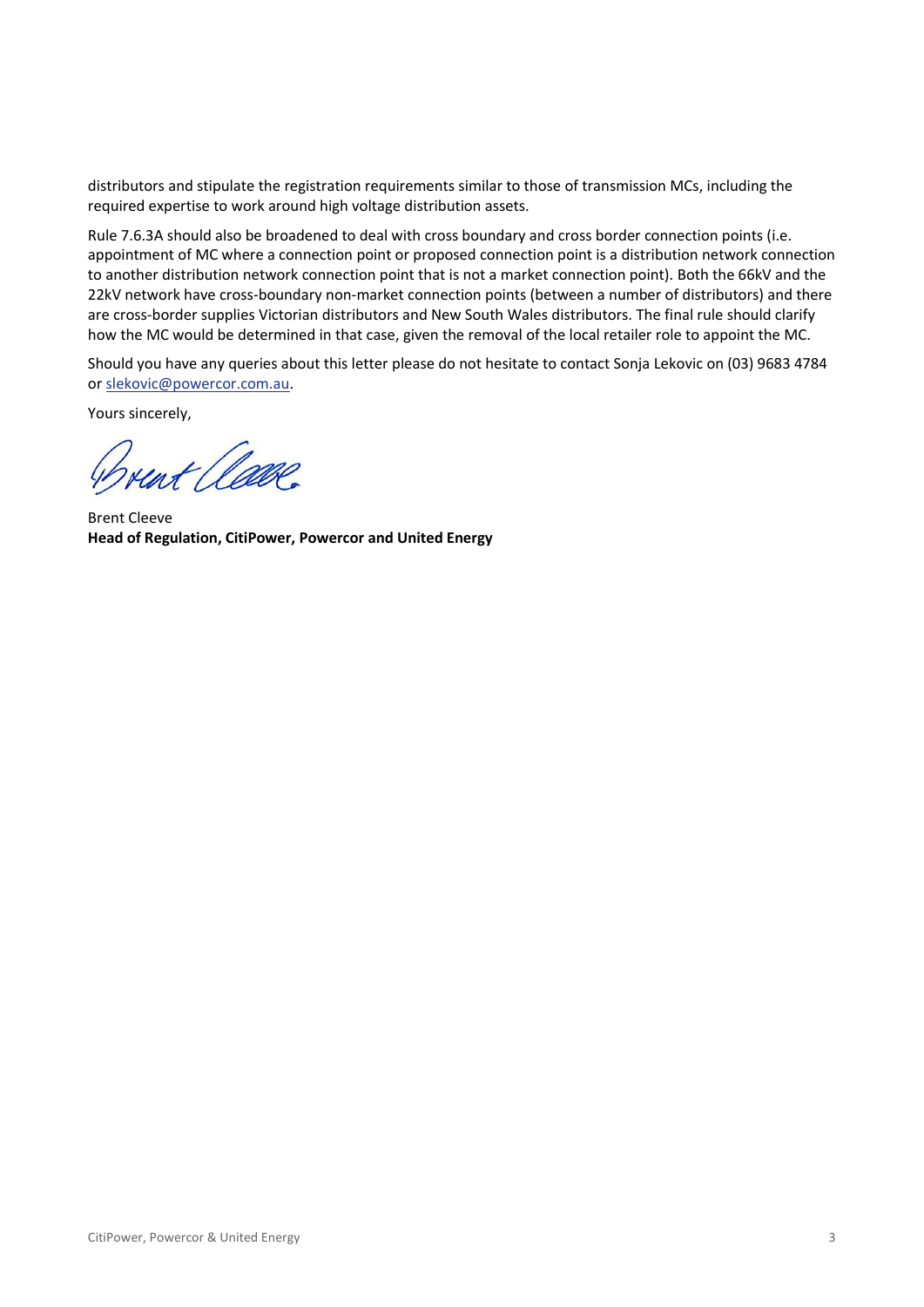distributors and stipulate the registration requirements similar to those of transmission MCs, including the required expertise to work around high voltage distribution assets.

Rule 7.6.3A should also be broadened to deal with cross boundary and cross border connection points (i.e. appointment of MC where a connection point or proposed connection point is a distribution network connection to another distribution network connection point that is not a market connection point). Both the 66kV and the 22kV network have cross-boundary non-market connection points (between a number of distributors) and there are cross-border supplies Victorian distributors and New South Wales distributors. The final rule should clarify how the MC would be determined in that case, given the removal of the local retailer role to appoint the MC.

Should you have any queries about this letter please do not hesitate to contact Sonja Lekovic on (03) 9683 4784 or slekovic@powercor.com.au.

Yours sincerely,

Brent Cleeve
**Head of Regulation, CitiPower, Powercor and United Energy**